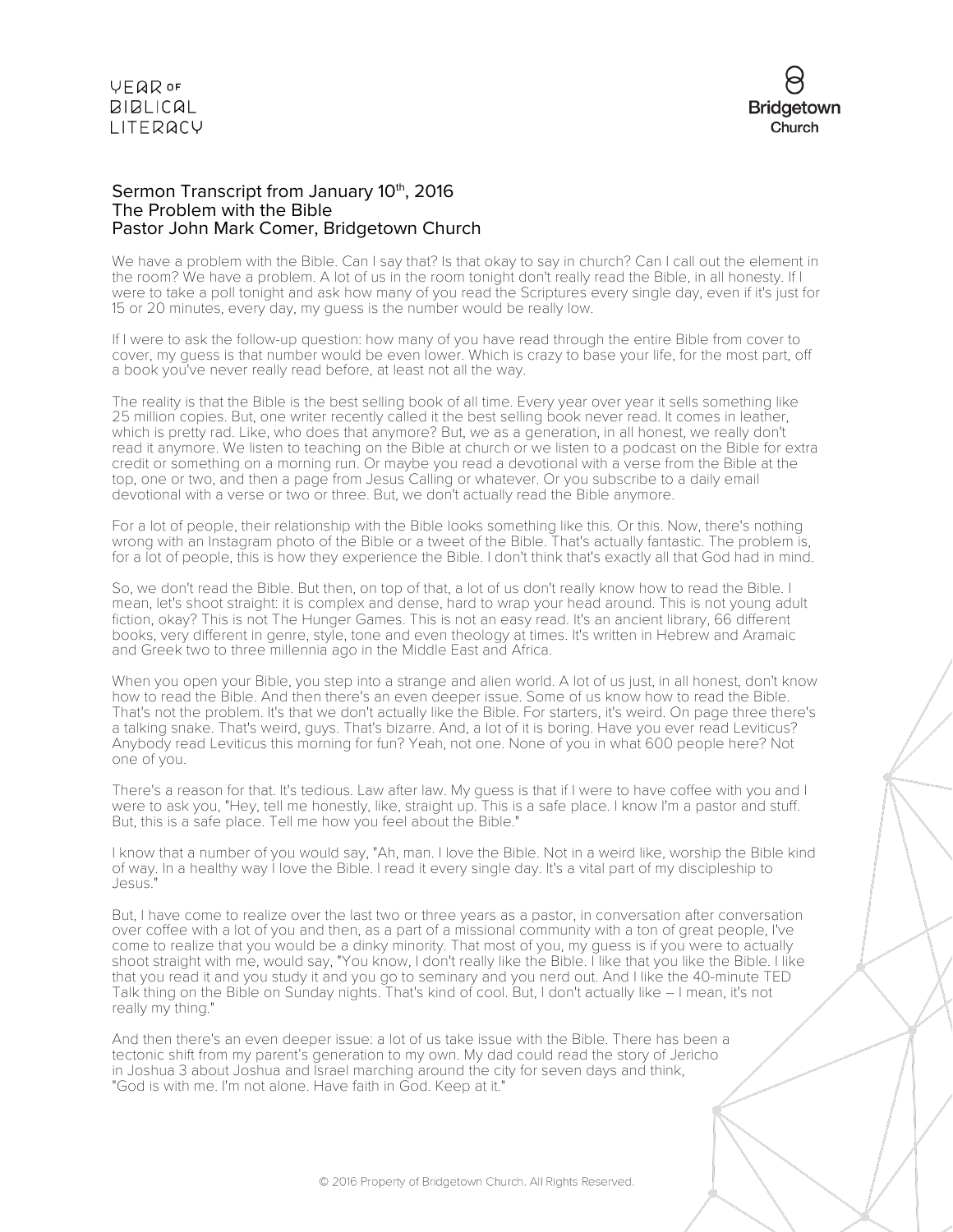# Sermon Transcript from January 10th, 2016
## The Problem with the Bible
### Pastor John Mark Comer, Bridgetown Church

We have a problem with the Bible. Can I say that? Is that okay to say in church? Can I call out the element in the room? We have a problem. A lot of us in the room tonight don't really read the Bible, in all honesty. If I were to take a poll tonight and ask how many of you read the Scriptures every single day, even if it's just for 15 or 20 minutes, every day, my guess is the number would be really low.

If I were to ask the follow-up question: how many of you have read through the entire Bible from cover to cover, my guess is that number would be even lower. Which is crazy to base your life, for the most part, off a book you've never really read before, at least not all the way.

The reality is that the Bible is the best selling book of all time. Every year over year it sells something like 25 million copies. But, one writer recently called it the best selling book never read. It comes in leather, which is pretty rad. Like, who does that anymore? But, we as a generation, in all honest, we really don't read it anymore. We listen to teaching on the Bible at church or we listen to a podcast on the Bible for extra credit or something on a morning run. Or maybe you read a devotional with a verse from the Bible at the top, one or two, and then a page from Jesus Calling or whatever. Or you subscribe to a daily email devotional with a verse or two or three. But, we don't actually read the Bible anymore.

For a lot of people, their relationship with the Bible looks something like this. Or this. Now, there's nothing wrong with an Instagram photo of the Bible or a tweet of the Bible. That's actually fantastic. The problem is, for a lot of people, this is how they experience the Bible. I don't think that's exactly all that God had in mind.

So, we don't read the Bible. But then, on top of that, a lot of us don't really know how to read the Bible. I mean, let's shoot straight: it is complex and dense, hard to wrap your head around. This is not young adult fiction, okay? This is not The Hunger Games. This is not an easy read. It's an ancient library, 66 different books, very different in genre, style, tone and even theology at times. It's written in Hebrew and Aramaic and Greek two to three millennia ago in the Middle East and Africa.

When you open your Bible, you step into a strange and alien world. A lot of us just, in all honest, don't know how to read the Bible. And then there's an even deeper issue. Some of us know how to read the Bible. That's not the problem. It's that we don't actually like the Bible. For starters, it's weird. On page three there's a talking snake. That's weird, guys. That's bizarre. And, a lot of it is boring. Have you ever read Leviticus? Anybody read Leviticus this morning for fun? Yeah, not one. None of you in what 600 people here? Not one of you.

There's a reason for that. It's tedious. Law after law. My guess is that if I were to have coffee with you and I were to ask you, "Hey, tell me honestly, like, straight up. This is a safe place. I know I'm a pastor and stuff. But, this is a safe place. Tell me how you feel about the Bible."

I know that a number of you would say, "Ah, man. I love the Bible. Not in a weird like, worship the Bible kind of way. In a healthy way I love the Bible. I read it every single day. It's a vital part of my discipleship to Jesus."

But, I have come to realize over the last two or three years as a pastor, in conversation after conversation over coffee with a lot of you and then, as a part of a missional community with a ton of great people, I've come to realize that you would be a dinky minority. That most of you, my guess is if you were to actually shoot straight with me, would say, "You know, I don't really like the Bible. I like that you like the Bible. I like that you read it and you study it and you go to seminary and you nerd out. And I like the 40-minute TED Talk thing on the Bible on Sunday nights. That's kind of cool. But, I don't actually like – I mean, it's not really my thing."

And then there's an even deeper issue: a lot of us take issue with the Bible. There has been a tectonic shift from my parent's generation to my own. My dad could read the story of Jericho in Joshua 3 about Joshua and Israel marching around the city for seven days and think, "God is with me. I'm not alone. Have faith in God. Keep at it."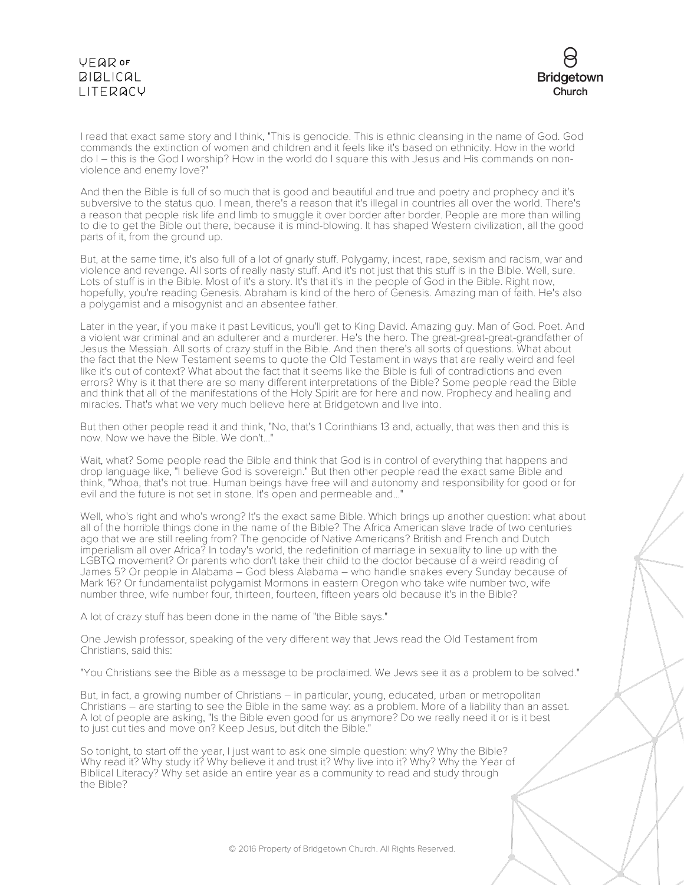I read that exact same story and I think, "This is genocide. This is ethnic cleansing in the name of God. God commands the extinction of women and children and it feels like it's based on ethnicity. How in the world do I – this is the God I worship? How in the world do I square this with Jesus and His commands on non-violence and enemy love?"

And then the Bible is full of so much that is good and beautiful and true and poetry and prophecy and it's subversive to the status quo. I mean, there's a reason that it's illegal in countries all over the world. There's a reason that people risk life and limb to smuggle it over border after border. People are more than willing to die to get the Bible out there, because it is mind-blowing. It has shaped Western civilization, all the good parts of it, from the ground up.

But, at the same time, it's also full of a lot of gnarly stuff. Polygamy, incest, rape, sexism and racism, war and violence and revenge. All sorts of really nasty stuff. And it's not just that this stuff is in the Bible. Well, sure. Lots of stuff is in the Bible. Most of it's a story. It's that it's in the people of God in the Bible. Right now, hopefully, you're reading Genesis. Abraham is kind of the hero of Genesis. Amazing man of faith. He's also a polygamist and a misogynist and an absentee father.

Later in the year, if you make it past Leviticus, you'll get to King David. Amazing guy. Man of God. Poet. And a violent war criminal and an adulterer and a murderer. He's the hero. The great-great-great-grandfather of Jesus the Messiah. All sorts of crazy stuff in the Bible. And then there's all sorts of questions. What about the fact that the New Testament seems to quote the Old Testament in ways that are really weird and feel like it's out of context? What about the fact that it seems like the Bible is full of contradictions and even errors? Why is it that there are so many different interpretations of the Bible? Some people read the Bible and think that all of the manifestations of the Holy Spirit are for here and now. Prophecy and healing and miracles. That's what we very much believe here at Bridgetown and live into.

But then other people read it and think, "No, that's 1 Corinthians 13 and, actually, that was then and this is now. Now we have the Bible. We don't..."

Wait, what? Some people read the Bible and think that God is in control of everything that happens and drop language like, "I believe God is sovereign." But then other people read the exact same Bible and think, "Whoa, that's not true. Human beings have free will and autonomy and responsibility for good or for evil and the future is not set in stone. It's open and permeable and..."

Well, who's right and who's wrong? It's the exact same Bible. Which brings up another question: what about all of the horrible things done in the name of the Bible? The Africa American slave trade of two centuries ago that we are still reeling from? The genocide of Native Americans? British and French and Dutch imperialism all over Africa? In today's world, the redefinition of marriage in sexuality to line up with the LGBTQ movement? Or parents who don't take their child to the doctor because of a weird reading of James 5? Or people in Alabama – God bless Alabama – who handle snakes every Sunday because of Mark 16? Or fundamentalist polygamist Mormons in eastern Oregon who take wife number two, wife number three, wife number four, thirteen, fourteen, fifteen years old because it's in the Bible?

A lot of crazy stuff has been done in the name of "the Bible says."

One Jewish professor, speaking of the very different way that Jews read the Old Testament from Christians, said this:

"You Christians see the Bible as a message to be proclaimed. We Jews see it as a problem to be solved."

But, in fact, a growing number of Christians – in particular, young, educated, urban or metropolitan Christians – are starting to see the Bible in the same way: as a problem. More of a liability than an asset. A lot of people are asking, "Is the Bible even good for us anymore? Do we really need it or is it best to just cut ties and move on? Keep Jesus, but ditch the Bible."

So tonight, to start off the year, I just want to ask one simple question: why? Why the Bible? Why read it? Why study it? Why believe it and trust it? Why live into it? Why? Why the Year of Biblical Literacy? Why set aside an entire year as a community to read and study through the Bible?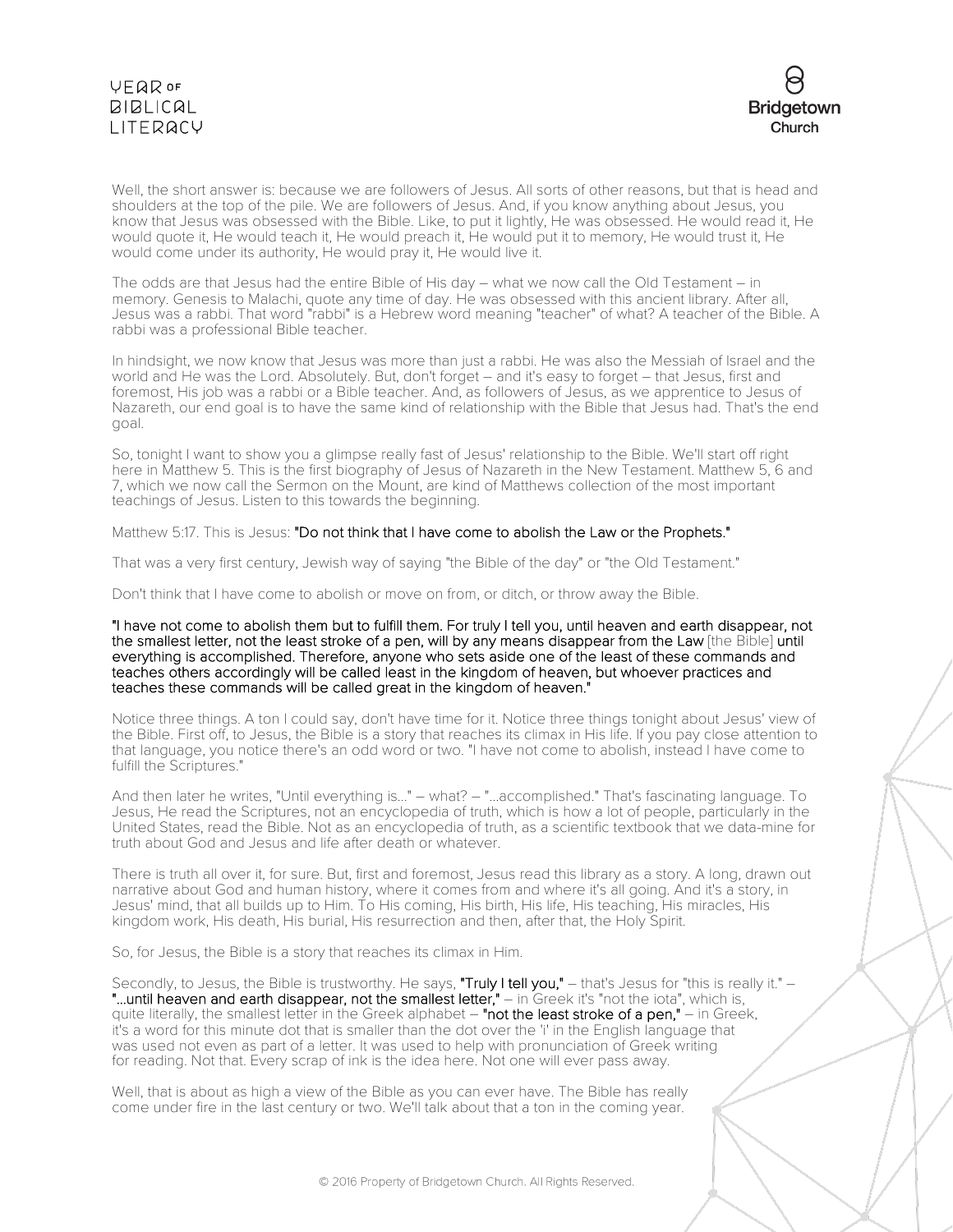Well, the short answer is: because we are followers of Jesus. All sorts of other reasons, but that is head and shoulders at the top of the pile. We are followers of Jesus. And, if you know anything about Jesus, you know that Jesus was obsessed with the Bible. Like, to put it lightly, He was obsessed. He would read it, He would quote it, He would teach it, He would preach it, He would put it to memory, He would trust it, He would come under its authority, He would pray it, He would live it.

The odds are that Jesus had the entire Bible of His day – what we now call the Old Testament – in memory. Genesis to Malachi, quote any time of day. He was obsessed with this ancient library. After all, Jesus was a rabbi. That word "rabbi" is a Hebrew word meaning "teacher" of what? A teacher of the Bible. A rabbi was a professional Bible teacher.

In hindsight, we now know that Jesus was more than just a rabbi. He was also the Messiah of Israel and the world and He was the Lord. Absolutely. But, don't forget – and it's easy to forget – that Jesus, first and foremost, His job was a rabbi or a Bible teacher. And, as followers of Jesus, as we apprentice to Jesus of Nazareth, our end goal is to have the same kind of relationship with the Bible that Jesus had. That's the end goal.

So, tonight I want to show you a glimpse really fast of Jesus' relationship to the Bible. We'll start off right here in Matthew 5. This is the first biography of Jesus of Nazareth in the New Testament. Matthew 5, 6 and 7, which we now call the Sermon on the Mount, are kind of Matthews collection of the most important teachings of Jesus. Listen to this towards the beginning.

Matthew 5:17. This is Jesus: **"Do not think that I have come to abolish the Law or the Prophets."**

That was a very first century, Jewish way of saying "the Bible of the day" or "the Old Testament."

Don't think that I have come to abolish or move on from, or ditch, or throw away the Bible.

**"I have not come to abolish them but to fulfill them. For truly I tell you, until heaven and earth disappear, not the smallest letter, not the least stroke of a pen, will by any means disappear from the Law** [the Bible] **until everything is accomplished. Therefore, anyone who sets aside one of the least of these commands and teaches others accordingly will be called least in the kingdom of heaven, but whoever practices and teaches these commands will be called great in the kingdom of heaven."**

Notice three things. A ton I could say, don't have time for it. Notice three things tonight about Jesus' view of the Bible. First off, to Jesus, the Bible is a story that reaches its climax in His life. If you pay close attention to that language, you notice there's an odd word or two. "I have not come to abolish, instead I have come to fulfill the Scriptures."

And then later he writes, "Until everything is..." – what? – "...accomplished." That's fascinating language. To Jesus, He read the Scriptures, not an encyclopedia of truth, which is how a lot of people, particularly in the United States, read the Bible. Not as an encyclopedia of truth, as a scientific textbook that we data-mine for truth about God and Jesus and life after death or whatever.

There is truth all over it, for sure. But, first and foremost, Jesus read this library as a story. A long, drawn out narrative about God and human history, where it comes from and where it's all going. And it's a story, in Jesus' mind, that all builds up to Him. To His coming, His birth, His life, His teaching, His miracles, His kingdom work, His death, His burial, His resurrection and then, after that, the Holy Spirit.

So, for Jesus, the Bible is a story that reaches its climax in Him.

Secondly, to Jesus, the Bible is trustworthy. He says, **"Truly I tell you,"** – that's Jesus for "this is really it." – **"...until heaven and earth disappear, not the smallest letter,"** – in Greek it's "not the iota", which is, quite literally, the smallest letter in the Greek alphabet – **"not the least stroke of a pen,"** – in Greek, it's a word for this minute dot that is smaller than the dot over the 'i' in the English language that was used not even as part of a letter. It was used to help with pronunciation of Greek writing for reading. Not that. Every scrap of ink is the idea here. Not one will ever pass away.

Well, that is about as high a view of the Bible as you can ever have. The Bible has really come under fire in the last century or two. We'll talk about that a ton in the coming year.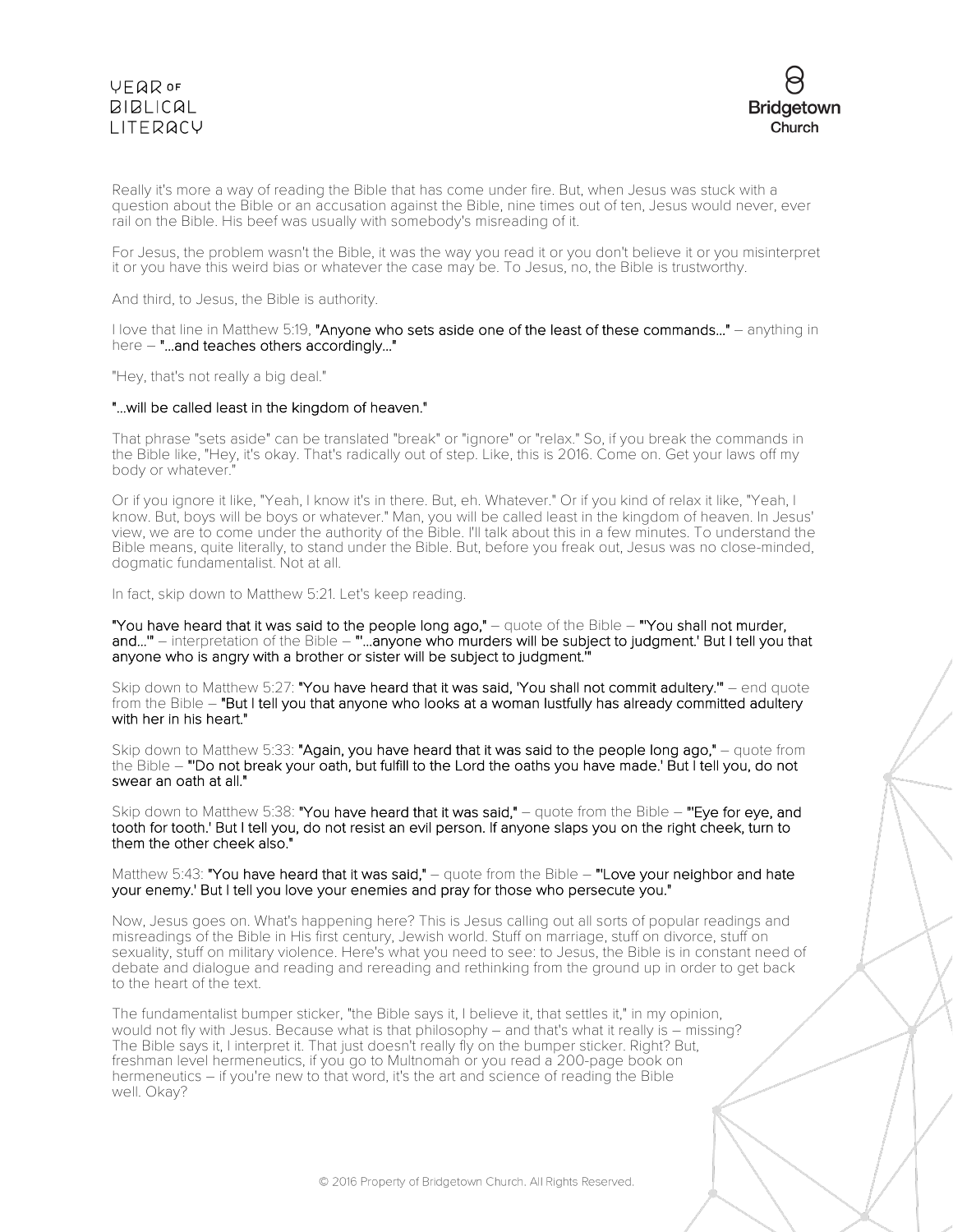Really it's more a way of reading the Bible that has come under fire. But, when Jesus was stuck with a question about the Bible or an accusation against the Bible, nine times out of ten, Jesus would never, ever rail on the Bible. His beef was usually with somebody's misreading of it.

For Jesus, the problem wasn't the Bible, it was the way you read it or you don't believe it or you misinterpret it or you have this weird bias or whatever the case may be. To Jesus, no, the Bible is trustworthy.

And third, to Jesus, the Bible is authority.

I love that line in Matthew 5:19, **"Anyone who sets aside one of the least of these commands..."** – anything in here – **"...and teaches others accordingly..."**

"Hey, that's not really a big deal."

**"...will be called least in the kingdom of heaven."**

That phrase "sets aside" can be translated "break" or "ignore" or "relax." So, if you break the commands in the Bible like, "Hey, it's okay. That's radically out of step. Like, this is 2016. Come on. Get your laws off my body or whatever."

Or if you ignore it like, "Yeah, I know it's in there. But, eh. Whatever." Or if you kind of relax it like, "Yeah, I know. But, boys will be boys or whatever." Man, you will be called least in the kingdom of heaven. In Jesus' view, we are to come under the authority of the Bible. I'll talk about this in a few minutes. To understand the Bible means, quite literally, to stand under the Bible. But, before you freak out, Jesus was no close-minded, dogmatic fundamentalist. Not at all.

In fact, skip down to Matthew 5:21. Let's keep reading.

**"You have heard that it was said to the people long ago,"** – quote of the Bible – **"'You shall not murder, and...'"** – interpretation of the Bible – **"'...anyone who murders will be subject to judgment.' But I tell you that anyone who is angry with a brother or sister will be subject to judgment."**

Skip down to Matthew 5:27: **"You have heard that it was said, 'You shall not commit adultery.'"** – end quote from the Bible – **"But I tell you that anyone who looks at a woman lustfully has already committed adultery with her in his heart."**

Skip down to Matthew 5:33: **"Again, you have heard that it was said to the people long ago,"** – quote from the Bible – **"'Do not break your oath, but fulfill to the Lord the oaths you have made.' But I tell you, do not swear an oath at all."**

Skip down to Matthew 5:38: **"You have heard that it was said,"** – quote from the Bible – **"'Eye for eye, and tooth for tooth.' But I tell you, do not resist an evil person. If anyone slaps you on the right cheek, turn to them the other cheek also."**

Matthew 5:43: **"You have heard that it was said,"** – quote from the Bible – **"'Love your neighbor and hate your enemy.' But I tell you love your enemies and pray for those who persecute you."**

Now, Jesus goes on. What's happening here? This is Jesus calling out all sorts of popular readings and misreadings of the Bible in His first century, Jewish world. Stuff on marriage, stuff on divorce, stuff on sexuality, stuff on military violence. Here's what you need to see: to Jesus, the Bible is in constant need of debate and dialogue and reading and rereading and rethinking from the ground up in order to get back to the heart of the text.

The fundamentalist bumper sticker, "the Bible says it, I believe it, that settles it," in my opinion, would not fly with Jesus. Because what is that philosophy – and that's what it really is – missing? The Bible says it, I interpret it. That just doesn't really fly on the bumper sticker. Right? But, freshman level hermeneutics, if you go to Multnomah or you read a 200-page book on hermeneutics – if you're new to that word, it's the art and science of reading the Bible well. Okay?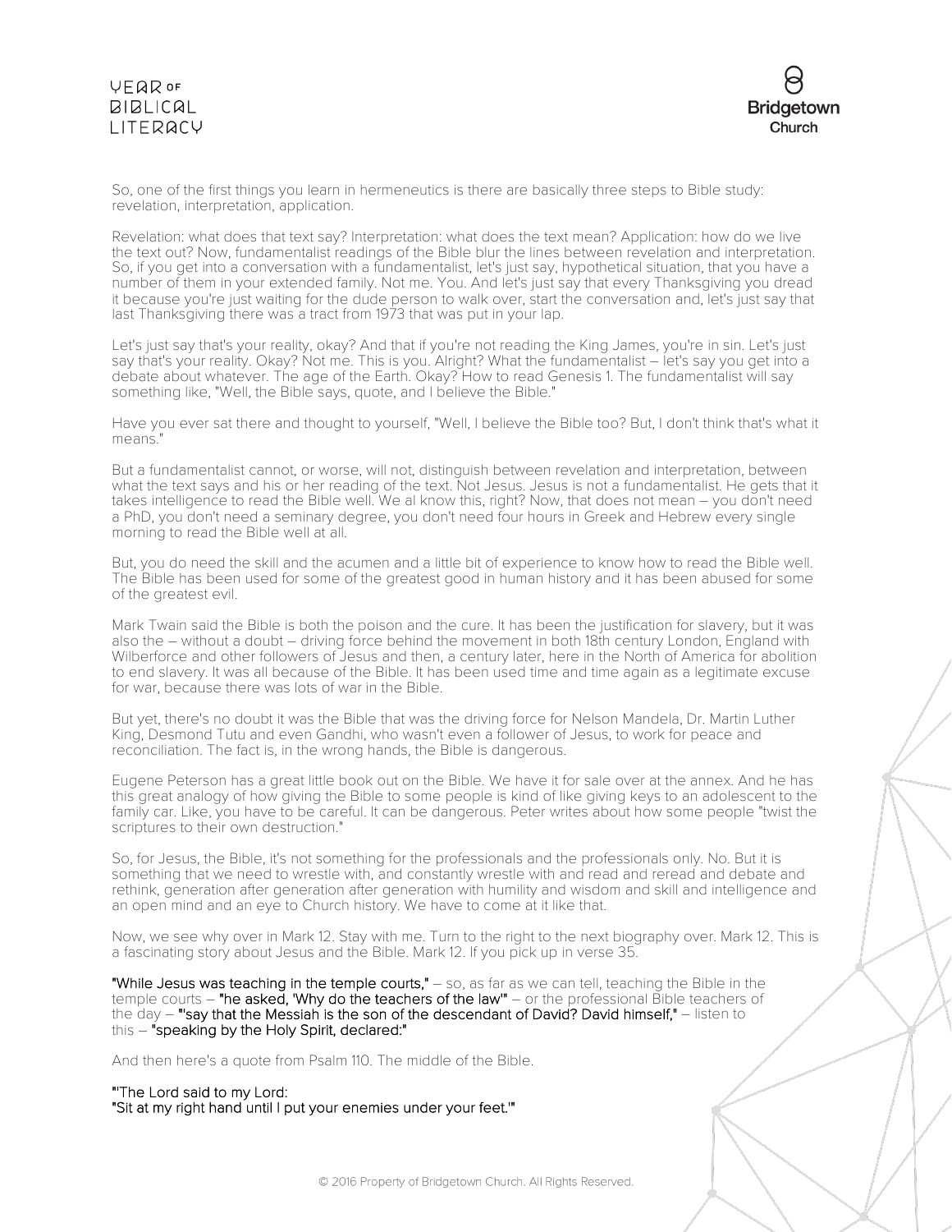So, one of the first things you learn in hermeneutics is there are basically three steps to Bible study: revelation, interpretation, application.

Revelation: what does that text say? Interpretation: what does the text mean? Application: how do we live the text out? Now, fundamentalist readings of the Bible blur the lines between revelation and interpretation. So, if you get into a conversation with a fundamentalist, let's just say, hypothetical situation, that you have a number of them in your extended family. Not me. You. And let's just say that every Thanksgiving you dread it because you're just waiting for the dude person to walk over, start the conversation and, let's just say that last Thanksgiving there was a tract from 1973 that was put in your lap.

Let's just say that's your reality, okay? And that if you're not reading the King James, you're in sin. Let's just say that's your reality. Okay? Not me. This is you. Alright? What the fundamentalist – let's say you get into a debate about whatever. The age of the Earth. Okay? How to read Genesis 1. The fundamentalist will say something like, "Well, the Bible says, quote, and I believe the Bible."

Have you ever sat there and thought to yourself, "Well, I believe the Bible too? But, I don't think that's what it means."

But a fundamentalist cannot, or worse, will not, distinguish between revelation and interpretation, between what the text says and his or her reading of the text. Not Jesus. Jesus is not a fundamentalist. He gets that it takes intelligence to read the Bible well. We al know this, right? Now, that does not mean – you don't need a PhD, you don't need a seminary degree, you don't need four hours in Greek and Hebrew every single morning to read the Bible well at all.

But, you do need the skill and the acumen and a little bit of experience to know how to read the Bible well. The Bible has been used for some of the greatest good in human history and it has been abused for some of the greatest evil.

Mark Twain said the Bible is both the poison and the cure. It has been the justification for slavery, but it was also the – without a doubt – driving force behind the movement in both 18th century London, England with Wilberforce and other followers of Jesus and then, a century later, here in the North of America for abolition to end slavery. It was all because of the Bible. It has been used time and time again as a legitimate excuse for war, because there was lots of war in the Bible.

But yet, there's no doubt it was the Bible that was the driving force for Nelson Mandela, Dr. Martin Luther King, Desmond Tutu and even Gandhi, who wasn't even a follower of Jesus, to work for peace and reconciliation. The fact is, in the wrong hands, the Bible is dangerous.

Eugene Peterson has a great little book out on the Bible. We have it for sale over at the annex. And he has this great analogy of how giving the Bible to some people is kind of like giving keys to an adolescent to the family car. Like, you have to be careful. It can be dangerous. Peter writes about how some people "twist the scriptures to their own destruction."

So, for Jesus, the Bible, it's not something for the professionals and the professionals only. No. But it is something that we need to wrestle with, and constantly wrestle with and read and reread and debate and rethink, generation after generation after generation with humility and wisdom and skill and intelligence and an open mind and an eye to Church history. We have to come at it like that.

Now, we see why over in Mark 12. Stay with me. Turn to the right to the next biography over. Mark 12. This is a fascinating story about Jesus and the Bible. Mark 12. If you pick up in verse 35.

**"While Jesus was teaching in the temple courts,"** – so, as far as we can tell, teaching the Bible in the temple courts – **"he asked, 'Why do the teachers of the law'"** – or the professional Bible teachers of the day – **"'say that the Messiah is the son of the descendant of David? David himself,"** – listen to this – **"speaking by the Holy Spirit, declared:"**

And then here's a quote from Psalm 110. The middle of the Bible.

**"'The Lord said to my Lord:**
**"Sit at my right hand until I put your enemies under your feet."'**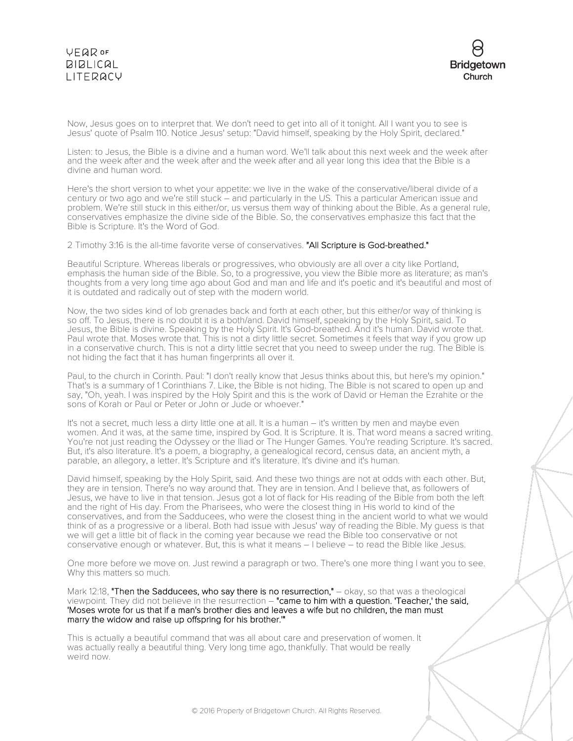Now, Jesus goes on to interpret that. We don't need to get into all of it tonight. All I want you to see is Jesus' quote of Psalm 110. Notice Jesus' setup: "David himself, speaking by the Holy Spirit, declared."

Listen: to Jesus, the Bible is a divine and a human word. We'll talk about this next week and the week after and the week after and the week after and the week after and all year long this idea that the Bible is a divine and human word.

Here's the short version to whet your appetite: we live in the wake of the conservative/liberal divide of a century or two ago and we're still stuck – and particularly in the US. This a particular American issue and problem. We're still stuck in this either/or, us versus them way of thinking about the Bible. As a general rule, conservatives emphasize the divine side of the Bible. So, the conservatives emphasize this fact that the Bible is Scripture. It's the Word of God.

2 Timothy 3:16 is the all-time favorite verse of conservatives. **"All Scripture is God-breathed."**

Beautiful Scripture. Whereas liberals or progressives, who obviously are all over a city like Portland, emphasis the human side of the Bible. So, to a progressive, you view the Bible more as literature; as man's thoughts from a very long time ago about God and man and life and it's poetic and it's beautiful and most of it is outdated and radically out of step with the modern world.

Now, the two sides kind of lob grenades back and forth at each other, but this either/or way of thinking is so off. To Jesus, there is no doubt it is a both/and. David himself, speaking by the Holy Spirit, said. To Jesus, the Bible is divine. Speaking by the Holy Spirit. It's God-breathed. And it's human. David wrote that. Paul wrote that. Moses wrote that. This is not a dirty little secret. Sometimes it feels that way if you grow up in a conservative church. This is not a dirty little secret that you need to sweep under the rug. The Bible is not hiding the fact that it has human fingerprints all over it.

Paul, to the church in Corinth. Paul: "I don't really know that Jesus thinks about this, but here's my opinion." That's is a summary of 1 Corinthians 7. Like, the Bible is not hiding. The Bible is not scared to open up and say, "Oh, yeah. I was inspired by the Holy Spirit and this is the work of David or Heman the Ezrahite or the sons of Korah or Paul or Peter or John or Jude or whoever."

It's not a secret, much less a dirty little one at all. It is a human – it's written by men and maybe even women. And it was, at the same time, inspired by God. It is Scripture. It is. That word means a sacred writing. You're not just reading the Odyssey or the Iliad or The Hunger Games. You're reading Scripture. It's sacred. But, it's also literature. It's a poem, a biography, a genealogical record, census data, an ancient myth, a parable, an allegory, a letter. It's Scripture and it's literature. It's divine and it's human.

David himself, speaking by the Holy Spirit, said. And these two things are not at odds with each other. But, they are in tension. There's no way around that. They are in tension. And I believe that, as followers of Jesus, we have to live in that tension. Jesus got a lot of flack for His reading of the Bible from both the left and the right of His day. From the Pharisees, who were the closest thing in His world to kind of the conservatives, and from the Sadducees, who were the closest thing in the ancient world to what we would think of as a progressive or a liberal. Both had issue with Jesus' way of reading the Bible. My guess is that we will get a little bit of flack in the coming year because we read the Bible too conservative or not conservative enough or whatever. But, this is what it means – I believe – to read the Bible like Jesus.

One more before we move on. Just rewind a paragraph or two. There's one more thing I want you to see. Why this matters so much.

Mark 12:18, **"Then the Sadducees, who say there is no resurrection,"** – okay, so that was a theological viewpoint. They did not believe in the resurrection – **"came to him with a question. 'Teacher,' the said, 'Moses wrote for us that if a man's brother dies and leaves a wife but no children, the man must marry the widow and raise up offspring for his brother.'"**

This is actually a beautiful command that was all about care and preservation of women. It was actually really a beautiful thing. Very long time ago, thankfully. That would be really weird now.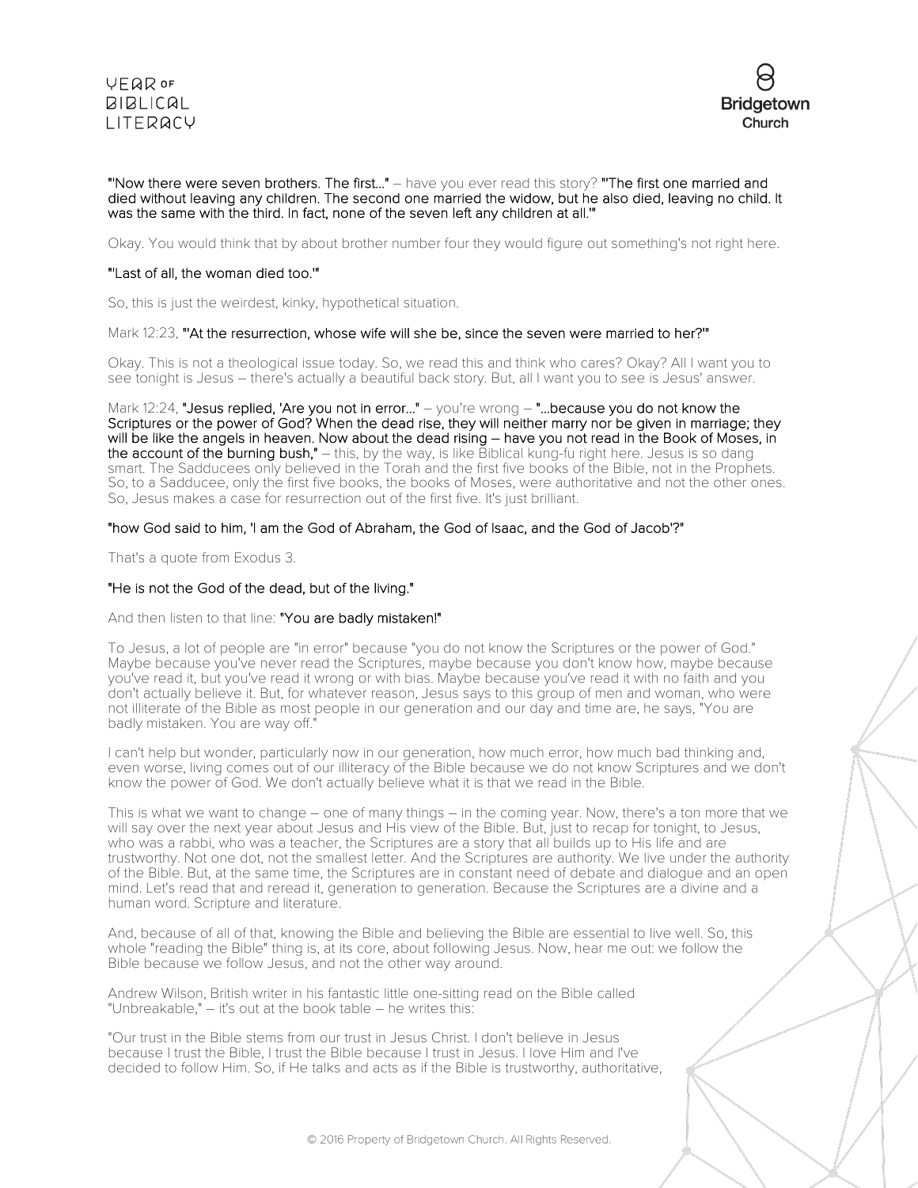**"'Now there were seven brothers. The first...'** – have you ever read this story? **"'The first one married and died without leaving any children. The second one married the widow, but he also died, leaving no child. It was the same with the third. In fact, none of the seven left any children at all.'"**

Okay. You would think that by about brother number four they would figure out something's not right here.

**"'Last of all, the woman died too.'"**

So, this is just the weirdest, kinky, hypothetical situation.

Mark 12:23, **"'At the resurrection, whose wife will she be, since the seven were married to her?'"**

Okay. This is not a theological issue today. So, we read this and think who cares? Okay? All I want you to see tonight is Jesus – there's actually a beautiful back story. But, all I want you to see is Jesus' answer.

Mark 12:24, **"Jesus replied, 'Are you not in error...'** – you're wrong – **"...because you do not know the Scriptures or the power of God? When the dead rise, they will neither marry nor be given in marriage; they will be like the angels in heaven. Now about the dead rising – have you not read in the Book of Moses, in the account of the burning bush,"** – this, by the way, is like Biblical kung-fu right here. Jesus is so dang smart. The Sadducees only believed in the Torah and the first five books of the Bible, not in the Prophets. So, to a Sadducee, only the first five books, the books of Moses, were authoritative and not the other ones. So, Jesus makes a case for resurrection out of the first five. It's just brilliant.

**"how God said to him, 'I am the God of Abraham, the God of Isaac, and the God of Jacob'?"**

That's a quote from Exodus 3.

**"He is not the God of the dead, but of the living."**

And then listen to that line: **"You are badly mistaken!"**

To Jesus, a lot of people are "in error" because "you do not know the Scriptures or the power of God." Maybe because you've never read the Scriptures, maybe because you don't know how, maybe because you've read it, but you've read it wrong or with bias. Maybe because you've read it with no faith and you don't actually believe it. But, for whatever reason, Jesus says to this group of men and woman, who were not illiterate of the Bible as most people in our generation and our day and time are, he says, "You are badly mistaken. You are way off."

I can't help but wonder, particularly now in our generation, how much error, how much bad thinking and, even worse, living comes out of our illiteracy of the Bible because we do not know Scriptures and we don't know the power of God. We don't actually believe what it is that we read in the Bible.

This is what we want to change – one of many things – in the coming year. Now, there's a ton more that we will say over the next year about Jesus and His view of the Bible. But, just to recap for tonight, to Jesus, who was a rabbi, who was a teacher, the Scriptures are a story that all builds up to His life and are trustworthy. Not one dot, not the smallest letter. And the Scriptures are authority. We live under the authority of the Bible. But, at the same time, the Scriptures are in constant need of debate and dialogue and an open mind. Let's read that and reread it, generation to generation. Because the Scriptures are a divine and a human word. Scripture and literature.

And, because of all of that, knowing the Bible and believing the Bible are essential to live well. So, this whole "reading the Bible" thing is, at its core, about following Jesus. Now, hear me out: we follow the Bible because we follow Jesus, and not the other way around.

Andrew Wilson, British writer in his fantastic little one-sitting read on the Bible called "Unbreakable," – it's out at the book table – he writes this:

"Our trust in the Bible stems from our trust in Jesus Christ. I don't believe in Jesus because I trust the Bible, I trust the Bible because I trust in Jesus. I love Him and I've decided to follow Him. So, if He talks and acts as if the Bible is trustworthy, authoritative,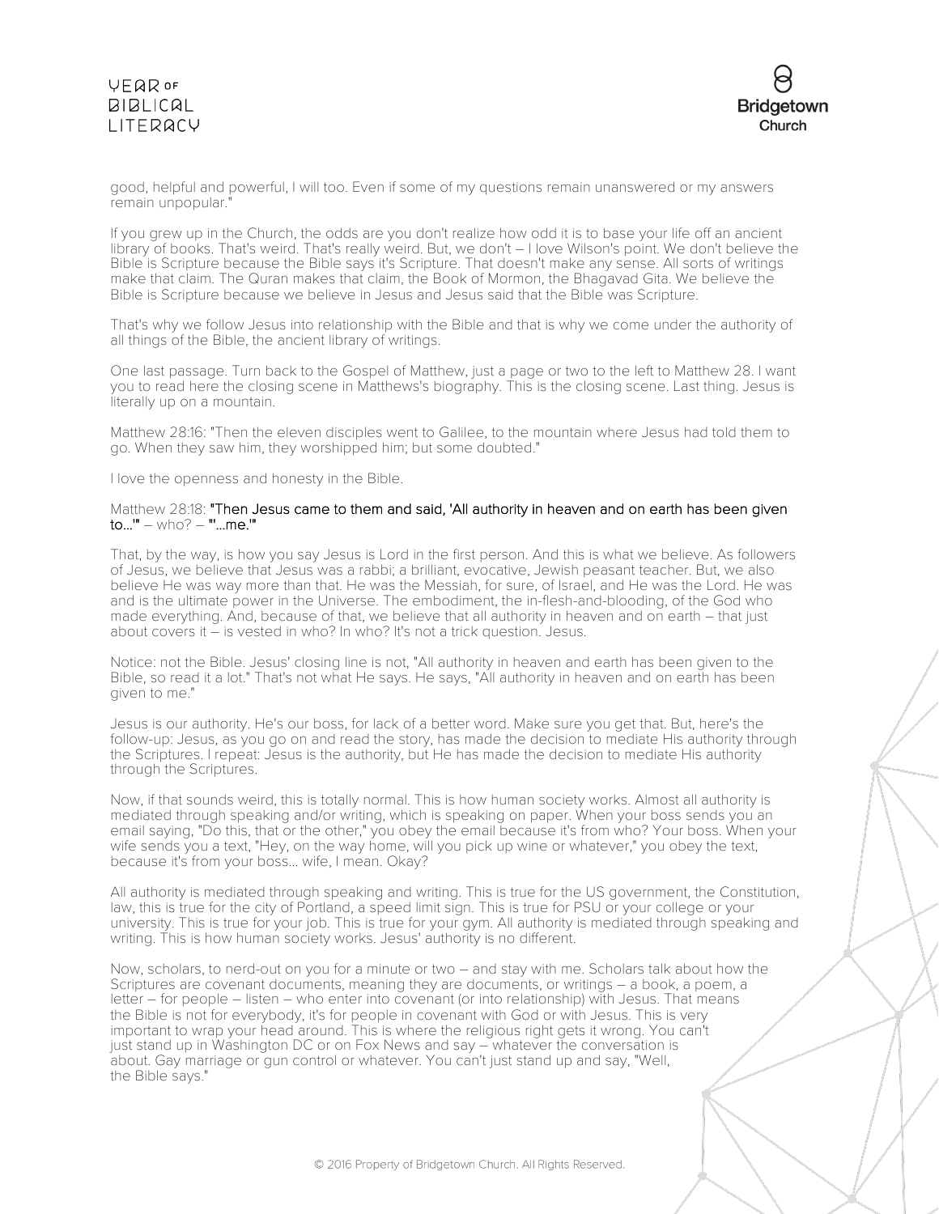good, helpful and powerful, I will too. Even if some of my questions remain unanswered or my answers remain unpopular."

If you grew up in the Church, the odds are you don't realize how odd it is to base your life off an ancient library of books. That's weird. That's really weird. But, we don't – I love Wilson's point. We don't believe the Bible is Scripture because the Bible says it's Scripture. That doesn't make any sense. All sorts of writings make that claim. The Quran makes that claim, the Book of Mormon, the Bhagavad Gita. We believe the Bible is Scripture because we believe in Jesus and Jesus said that the Bible was Scripture.

That's why we follow Jesus into relationship with the Bible and that is why we come under the authority of all things of the Bible, the ancient library of writings.

One last passage. Turn back to the Gospel of Matthew, just a page or two to the left to Matthew 28. I want you to read here the closing scene in Matthews's biography. This is the closing scene. Last thing. Jesus is literally up on a mountain.

Matthew 28:16: "Then the eleven disciples went to Galilee, to the mountain where Jesus had told them to go. When they saw him, they worshipped him; but some doubted."

I love the openness and honesty in the Bible.

Matthew 28:18: "Then Jesus came to them and said, 'All authority in heaven and on earth has been given to…'" – who? – "'…me.'"

That, by the way, is how you say Jesus is Lord in the first person. And this is what we believe. As followers of Jesus, we believe that Jesus was a rabbi; a brilliant, evocative, Jewish peasant teacher. But, we also believe He was way more than that. He was the Messiah, for sure, of Israel, and He was the Lord. He was and is the ultimate power in the Universe. The embodiment, the in-flesh-and-blooding, of the God who made everything. And, because of that, we believe that all authority in heaven and on earth – that just about covers it – is vested in who? In who? It's not a trick question. Jesus.

Notice: not the Bible. Jesus' closing line is not, "All authority in heaven and earth has been given to the Bible, so read it a lot." That's not what He says. He says, "All authority in heaven and on earth has been given to me."

Jesus is our authority. He's our boss, for lack of a better word. Make sure you get that. But, here's the follow-up: Jesus, as you go on and read the story, has made the decision to mediate His authority through the Scriptures. I repeat: Jesus is the authority, but He has made the decision to mediate His authority through the Scriptures.

Now, if that sounds weird, this is totally normal. This is how human society works. Almost all authority is mediated through speaking and/or writing, which is speaking on paper. When your boss sends you an email saying, "Do this, that or the other," you obey the email because it's from who? Your boss. When your wife sends you a text, "Hey, on the way home, will you pick up wine or whatever," you obey the text, because it's from your boss… wife, I mean. Okay?

All authority is mediated through speaking and writing. This is true for the US government, the Constitution, law, this is true for the city of Portland, a speed limit sign. This is true for PSU or your college or your university. This is true for your job. This is true for your gym. All authority is mediated through speaking and writing. This is how human society works. Jesus' authority is no different.

Now, scholars, to nerd-out on you for a minute or two – and stay with me. Scholars talk about how the Scriptures are covenant documents, meaning they are documents, or writings – a book, a poem, a letter – for people – listen – who enter into covenant (or into relationship) with Jesus. That means the Bible is not for everybody, it's for people in covenant with God or with Jesus. This is very important to wrap your head around. This is where the religious right gets it wrong. You can't just stand up in Washington DC or on Fox News and say – whatever the conversation is about. Gay marriage or gun control or whatever. You can't just stand up and say, "Well, the Bible says."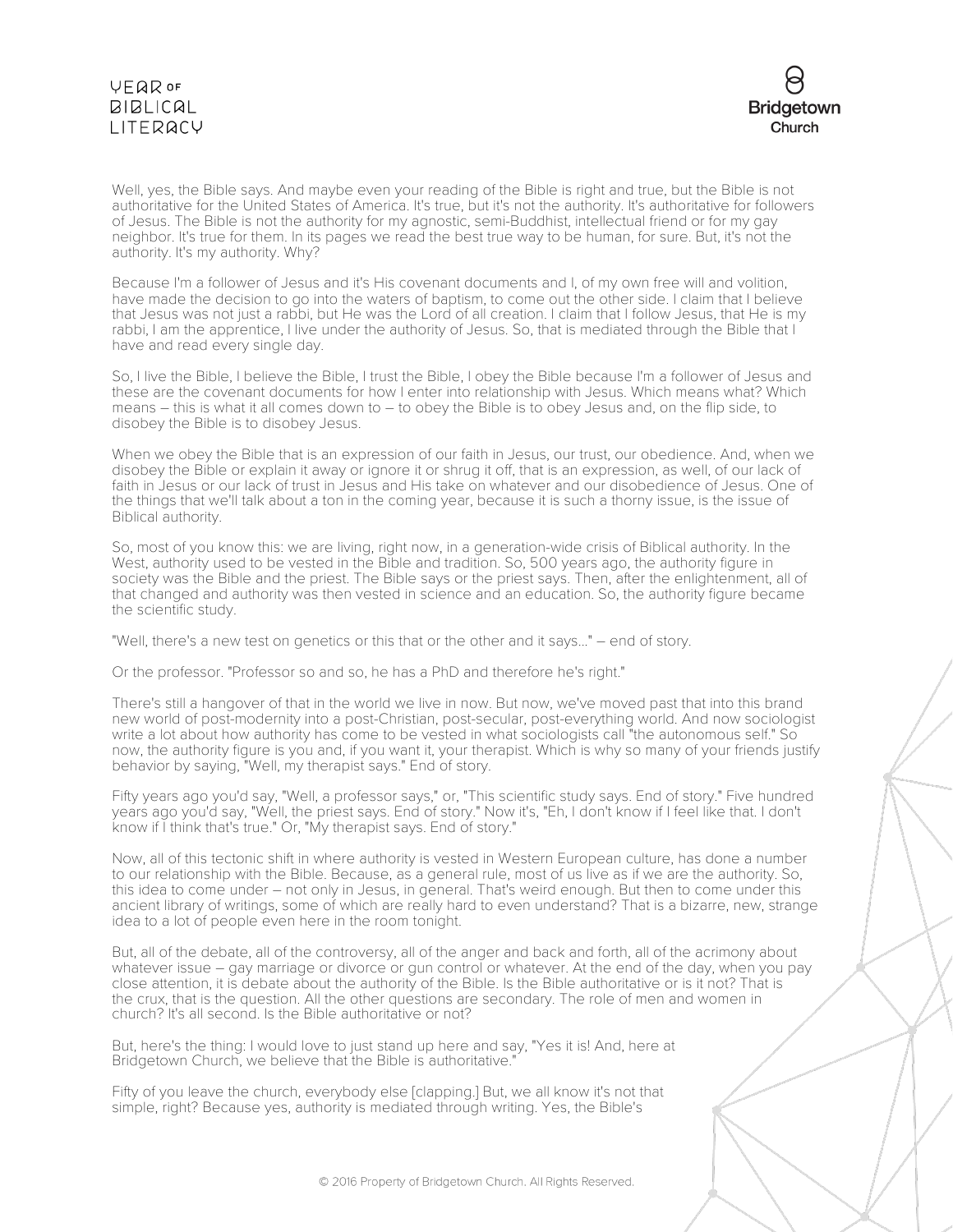Well, yes, the Bible says. And maybe even your reading of the Bible is right and true, but the Bible is not authoritative for the United States of America. It's true, but it's not the authority. It's authoritative for followers of Jesus. The Bible is not the authority for my agnostic, semi-Buddhist, intellectual friend or for my gay neighbor. It's true for them. In its pages we read the best true way to be human, for sure. But, it's not the authority. It's my authority. Why?

Because I'm a follower of Jesus and it's His covenant documents and I, of my own free will and volition, have made the decision to go into the waters of baptism, to come out the other side. I claim that I believe that Jesus was not just a rabbi, but He was the Lord of all creation. I claim that I follow Jesus, that He is my rabbi, I am the apprentice, I live under the authority of Jesus. So, that is mediated through the Bible that I have and read every single day.

So, I live the Bible, I believe the Bible, I trust the Bible, I obey the Bible because I'm a follower of Jesus and these are the covenant documents for how I enter into relationship with Jesus. Which means what? Which means – this is what it all comes down to – to obey the Bible is to obey Jesus and, on the flip side, to disobey the Bible is to disobey Jesus.

When we obey the Bible that is an expression of our faith in Jesus, our trust, our obedience. And, when we disobey the Bible or explain it away or ignore it or shrug it off, that is an expression, as well, of our lack of faith in Jesus or our lack of trust in Jesus and His take on whatever and our disobedience of Jesus. One of the things that we'll talk about a ton in the coming year, because it is such a thorny issue, is the issue of Biblical authority.

So, most of you know this: we are living, right now, in a generation-wide crisis of Biblical authority. In the West, authority used to be vested in the Bible and tradition. So, 500 years ago, the authority figure in society was the Bible and the priest. The Bible says or the priest says. Then, after the enlightenment, all of that changed and authority was then vested in science and an education. So, the authority figure became the scientific study.

"Well, there's a new test on genetics or this that or the other and it says..." – end of story.

Or the professor. "Professor so and so, he has a PhD and therefore he's right."

There's still a hangover of that in the world we live in now. But now, we've moved past that into this brand new world of post-modernity into a post-Christian, post-secular, post-everything world. And now sociologist write a lot about how authority has come to be vested in what sociologists call "the autonomous self." So now, the authority figure is you and, if you want it, your therapist. Which is why so many of your friends justify behavior by saying, "Well, my therapist says." End of story.

Fifty years ago you'd say, "Well, a professor says," or, "This scientific study says. End of story." Five hundred years ago you'd say, "Well, the priest says. End of story." Now it's, "Eh, I don't know if I feel like that. I don't know if I think that's true." Or, "My therapist says. End of story."

Now, all of this tectonic shift in where authority is vested in Western European culture, has done a number to our relationship with the Bible. Because, as a general rule, most of us live as if we are the authority. So, this idea to come under – not only in Jesus, in general. That's weird enough. But then to come under this ancient library of writings, some of which are really hard to even understand? That is a bizarre, new, strange idea to a lot of people even here in the room tonight.

But, all of the debate, all of the controversy, all of the anger and back and forth, all of the acrimony about whatever issue – gay marriage or divorce or gun control or whatever. At the end of the day, when you pay close attention, it is debate about the authority of the Bible. Is the Bible authoritative or is it not? That is the crux, that is the question. All the other questions are secondary. The role of men and women in church? It's all second. Is the Bible authoritative or not?

But, here's the thing: I would love to just stand up here and say, "Yes it is! And, here at Bridgetown Church, we believe that the Bible is authoritative."

Fifty of you leave the church, everybody else [clapping.] But, we all know it's not that simple, right? Because yes, authority is mediated through writing. Yes, the Bible's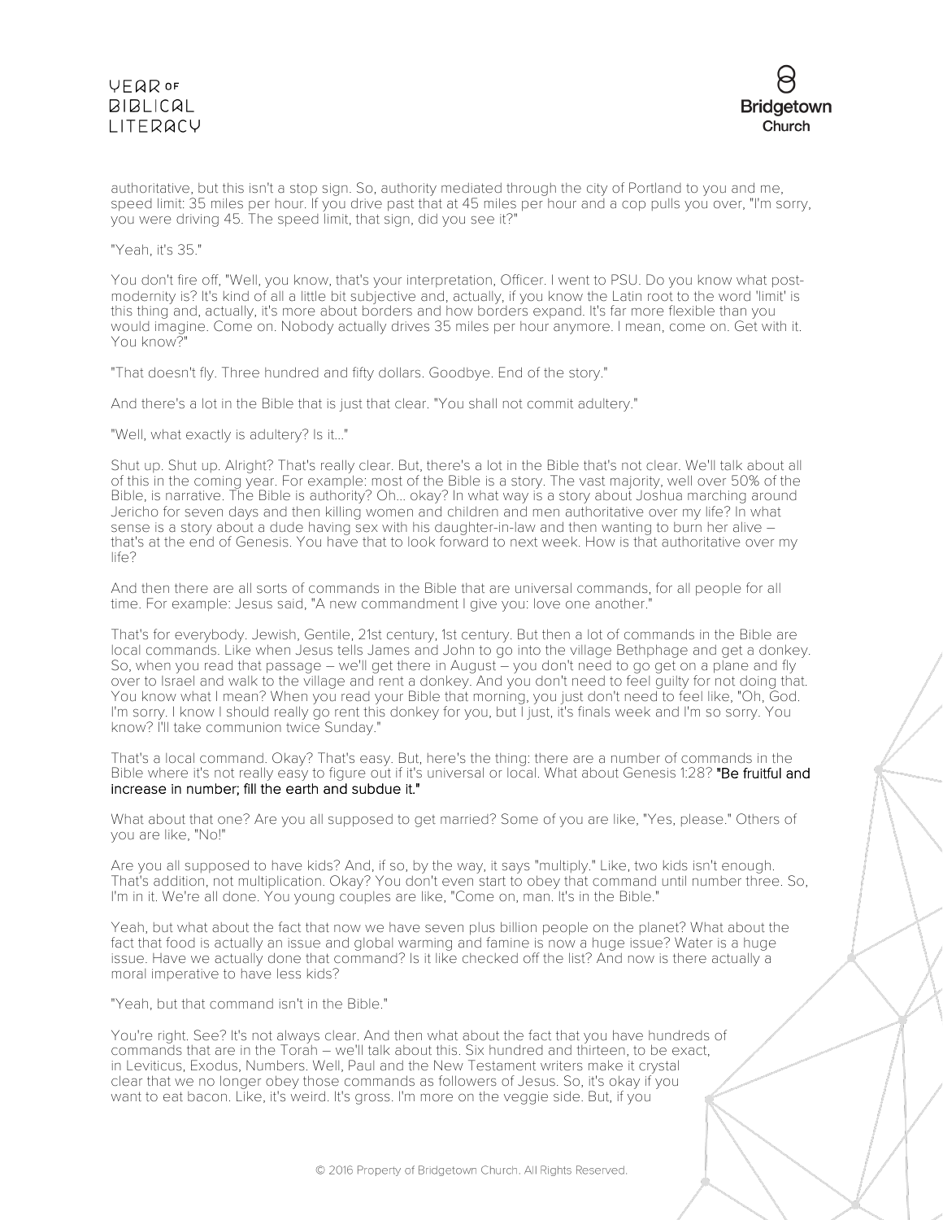authoritative, but this isn't a stop sign. So, authority mediated through the city of Portland to you and me, speed limit: 35 miles per hour. If you drive past that at 45 miles per hour and a cop pulls you over, "I'm sorry, you were driving 45. The speed limit, that sign, did you see it?"

"Yeah, it's 35."

You don't fire off, "Well, you know, that's your interpretation, Officer. I went to PSU. Do you know what post-modernity is? It's kind of all a little bit subjective and, actually, if you know the Latin root to the word 'limit' is this thing and, actually, it's more about borders and how borders expand. It's far more flexible than you would imagine. Come on. Nobody actually drives 35 miles per hour anymore. I mean, come on. Get with it. You know?"

"That doesn't fly. Three hundred and fifty dollars. Goodbye. End of the story."

And there's a lot in the Bible that is just that clear. "You shall not commit adultery."

"Well, what exactly is adultery? Is it..."

Shut up. Shut up. Alright? That's really clear. But, there's a lot in the Bible that's not clear. We'll talk about all of this in the coming year. For example: most of the Bible is a story. The vast majority, well over 50% of the Bible, is narrative. The Bible is authority? Oh... okay? In what way is a story about Joshua marching around Jericho for seven days and then killing women and children and men authoritative over my life? In what sense is a story about a dude having sex with his daughter-in-law and then wanting to burn her alive – that's at the end of Genesis. You have that to look forward to next week. How is that authoritative over my life?

And then there are all sorts of commands in the Bible that are universal commands, for all people for all time. For example: Jesus said, "A new commandment I give you: love one another."

That's for everybody. Jewish, Gentile, 21st century, 1st century. But then a lot of commands in the Bible are local commands. Like when Jesus tells James and John to go into the village Bethphage and get a donkey. So, when you read that passage – we'll get there in August – you don't need to go get on a plane and fly over to Israel and walk to the village and rent a donkey. And you don't need to feel guilty for not doing that. You know what I mean? When you read your Bible that morning, you just don't need to feel like, "Oh, God. I'm sorry. I know I should really go rent this donkey for you, but I just, it's finals week and I'm so sorry. You know? I'll take communion twice Sunday."

That's a local command. Okay? That's easy. But, here's the thing: there are a number of commands in the Bible where it's not really easy to figure out if it's universal or local. What about Genesis 1:28? **"Be fruitful and increase in number; fill the earth and subdue it."**

What about that one? Are you all supposed to get married? Some of you are like, "Yes, please." Others of you are like, "No!"

Are you all supposed to have kids? And, if so, by the way, it says "multiply." Like, two kids isn't enough. That's addition, not multiplication. Okay? You don't even start to obey that command until number three. So, I'm in it. We're all done. You young couples are like, "Come on, man. It's in the Bible."

Yeah, but what about the fact that now we have seven plus billion people on the planet? What about the fact that food is actually an issue and global warming and famine is now a huge issue? Water is a huge issue. Have we actually done that command? Is it like checked off the list? And now is there actually a moral imperative to have less kids?

"Yeah, but that command isn't in the Bible."

You're right. See? It's not always clear. And then what about the fact that you have hundreds of commands that are in the Torah – we'll talk about this. Six hundred and thirteen, to be exact, in Leviticus, Exodus, Numbers. Well, Paul and the New Testament writers make it crystal clear that we no longer obey those commands as followers of Jesus. So, it's okay if you want to eat bacon. Like, it's weird. It's gross. I'm more on the veggie side. But, if you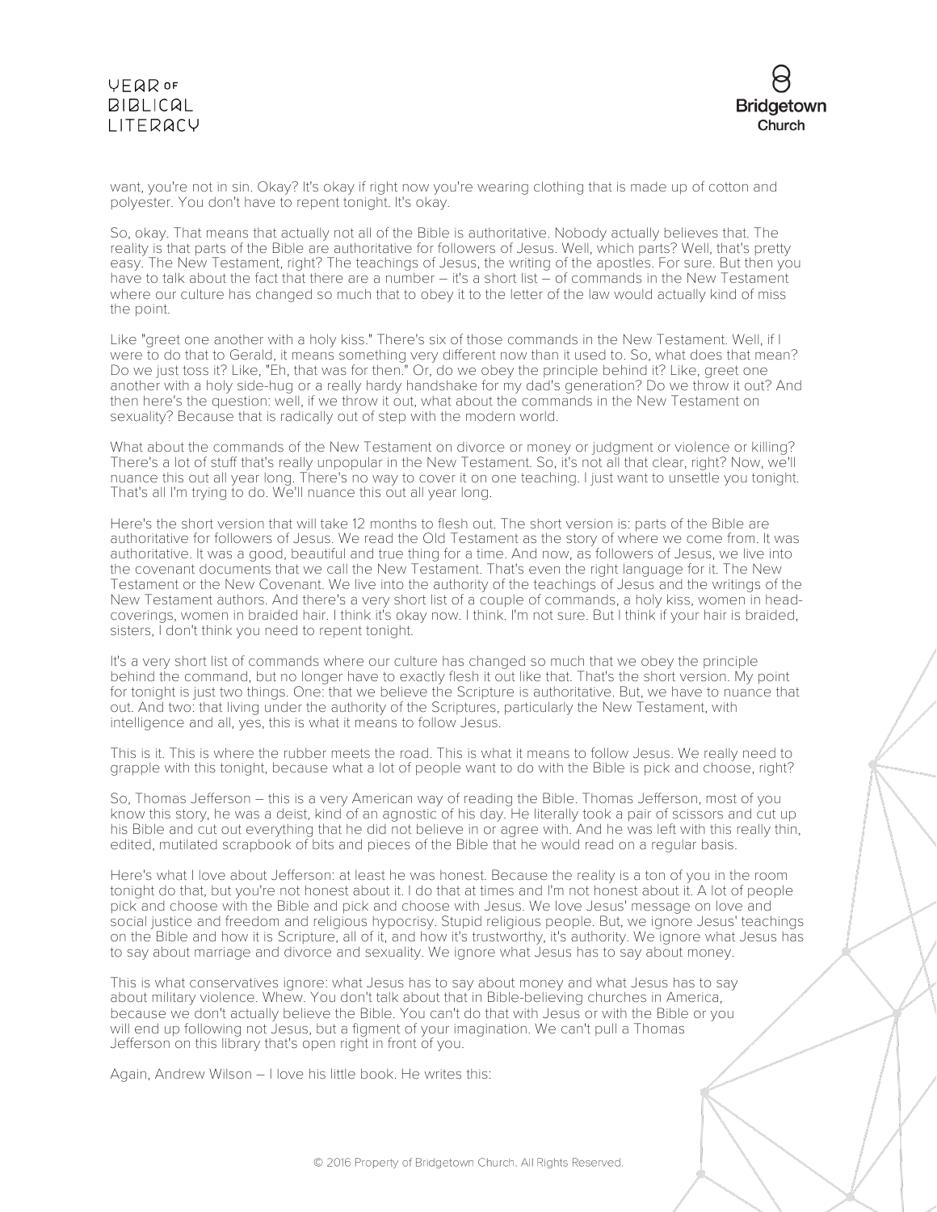want, you're not in sin. Okay? It's okay if right now you're wearing clothing that is made up of cotton and polyester. You don't have to repent tonight. It's okay.

So, okay. That means that actually not all of the Bible is authoritative. Nobody actually believes that. The reality is that parts of the Bible are authoritative for followers of Jesus. Well, which parts? Well, that's pretty easy. The New Testament, right? The teachings of Jesus, the writing of the apostles. For sure. But then you have to talk about the fact that there are a number – it's a short list – of commands in the New Testament where our culture has changed so much that to obey it to the letter of the law would actually kind of miss the point.

Like "greet one another with a holy kiss." There's six of those commands in the New Testament. Well, if I were to do that to Gerald, it means something very different now than it used to. So, what does that mean? Do we just toss it? Like, "Eh, that was for then." Or, do we obey the principle behind it? Like, greet one another with a holy side-hug or a really hardy handshake for my dad's generation? Do we throw it out? And then here's the question: well, if we throw it out, what about the commands in the New Testament on sexuality? Because that is radically out of step with the modern world.

What about the commands of the New Testament on divorce or money or judgment or violence or killing? There's a lot of stuff that's really unpopular in the New Testament. So, it's not all that clear, right? Now, we'll nuance this out all year long. There's no way to cover it on one teaching. I just want to unsettle you tonight. That's all I'm trying to do. We'll nuance this out all year long.

Here's the short version that will take 12 months to flesh out. The short version is: parts of the Bible are authoritative for followers of Jesus. We read the Old Testament as the story of where we come from. It was authoritative. It was a good, beautiful and true thing for a time. And now, as followers of Jesus, we live into the covenant documents that we call the New Testament. That's even the right language for it. The New Testament or the New Covenant. We live into the authority of the teachings of Jesus and the writings of the New Testament authors. And there's a very short list of a couple of commands, a holy kiss, women in head-coverings, women in braided hair. I think it's okay now. I think. I'm not sure. But I think if your hair is braided, sisters, I don't think you need to repent tonight.

It's a very short list of commands where our culture has changed so much that we obey the principle behind the command, but no longer have to exactly flesh it out like that. That's the short version. My point for tonight is just two things. One: that we believe the Scripture is authoritative. But, we have to nuance that out. And two: that living under the authority of the Scriptures, particularly the New Testament, with intelligence and all, yes, this is what it means to follow Jesus.

This is it. This is where the rubber meets the road. This is what it means to follow Jesus. We really need to grapple with this tonight, because what a lot of people want to do with the Bible is pick and choose, right?

So, Thomas Jefferson – this is a very American way of reading the Bible. Thomas Jefferson, most of you know this story, he was a deist, kind of an agnostic of his day. He literally took a pair of scissors and cut up his Bible and cut out everything that he did not believe in or agree with. And he was left with this really thin, edited, mutilated scrapbook of bits and pieces of the Bible that he would read on a regular basis.

Here's what I love about Jefferson: at least he was honest. Because the reality is a ton of you in the room tonight do that, but you're not honest about it. I do that at times and I'm not honest about it. A lot of people pick and choose with the Bible and pick and choose with Jesus. We love Jesus' message on love and social justice and freedom and religious hypocrisy. Stupid religious people. But, we ignore Jesus' teachings on the Bible and how it is Scripture, all of it, and how it's trustworthy, it's authority. We ignore what Jesus has to say about marriage and divorce and sexuality. We ignore what Jesus has to say about money.

This is what conservatives ignore: what Jesus has to say about money and what Jesus has to say about military violence. Whew. You don't talk about that in Bible-believing churches in America, because we don't actually believe the Bible. You can't do that with Jesus or with the Bible or you will end up following not Jesus, but a figment of your imagination. We can't pull a Thomas Jefferson on this library that's open right in front of you.

Again, Andrew Wilson – I love his little book. He writes this: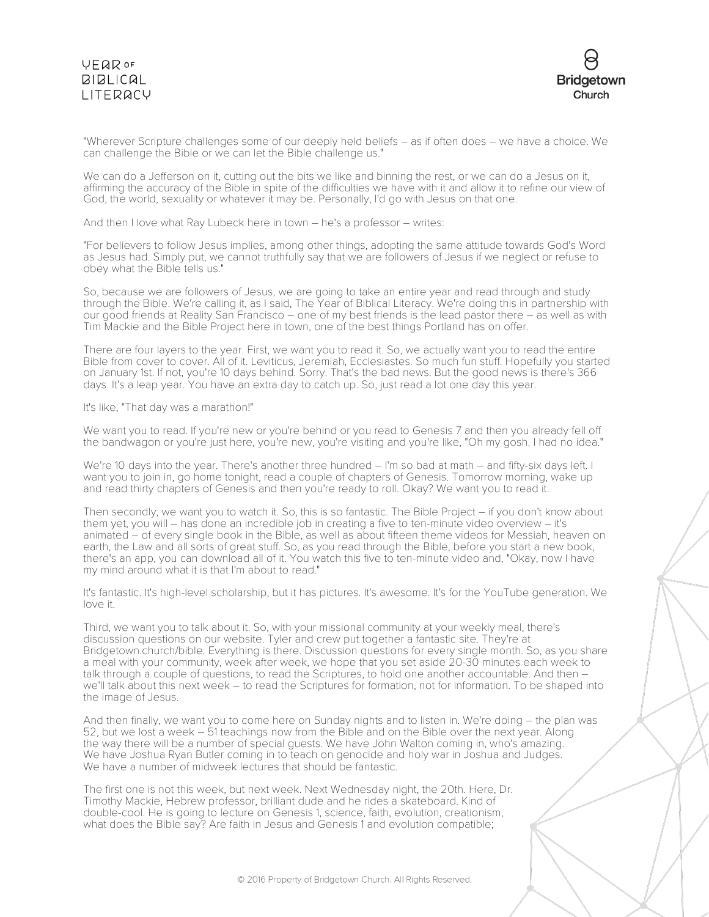"Wherever Scripture challenges some of our deeply held beliefs – as if often does – we have a choice. We can challenge the Bible or we can let the Bible challenge us."

We can do a Jefferson on it, cutting out the bits we like and binning the rest, or we can do a Jesus on it, affirming the accuracy of the Bible in spite of the difficulties we have with it and allow it to refine our view of God, the world, sexuality or whatever it may be. Personally, I'd go with Jesus on that one.

And then I love what Ray Lubeck here in town – he's a professor – writes:

"For believers to follow Jesus implies, among other things, adopting the same attitude towards God's Word as Jesus had. Simply put, we cannot truthfully say that we are followers of Jesus if we neglect or refuse to obey what the Bible tells us."

So, because we are followers of Jesus, we are going to take an entire year and read through and study through the Bible. We're calling it, as I said, The Year of Biblical Literacy. We're doing this in partnership with our good friends at Reality San Francisco – one of my best friends is the lead pastor there – as well as with Tim Mackie and the Bible Project here in town, one of the best things Portland has on offer.

There are four layers to the year. First, we want you to read it. So, we actually want you to read the entire Bible from cover to cover. All of it. Leviticus, Jeremiah, Ecclesiastes. So much fun stuff. Hopefully you started on January 1st. If not, you're 10 days behind. Sorry. That's the bad news. But the good news is there's 366 days. It's a leap year. You have an extra day to catch up. So, just read a lot one day this year.

It's like, "That day was a marathon!"

We want you to read. If you're new or you're behind or you read to Genesis 7 and then you already fell off the bandwagon or you're just here, you're new, you're visiting and you're like, "Oh my gosh. I had no idea."

We're 10 days into the year. There's another three hundred – I'm so bad at math – and fifty-six days left. I want you to join in, go home tonight, read a couple of chapters of Genesis. Tomorrow morning, wake up and read thirty chapters of Genesis and then you're ready to roll. Okay? We want you to read it.

Then secondly, we want you to watch it. So, this is so fantastic. The Bible Project – if you don't know about them yet, you will – has done an incredible job in creating a five to ten-minute video overview – it's animated – of every single book in the Bible, as well as about fifteen theme videos for Messiah, heaven on earth, the Law and all sorts of great stuff. So, as you read through the Bible, before you start a new book, there's an app, you can download all of it. You watch this five to ten-minute video and, "Okay, now I have my mind around what it is that I'm about to read."

It's fantastic. It's high-level scholarship, but it has pictures. It's awesome. It's for the YouTube generation. We love it.

Third, we want you to talk about it. So, with your missional community at your weekly meal, there's discussion questions on our website. Tyler and crew put together a fantastic site. They're at Bridgetown.church/bible. Everything is there. Discussion questions for every single month. So, as you share a meal with your community, week after week, we hope that you set aside 20-30 minutes each week to talk through a couple of questions, to read the Scriptures, to hold one another accountable. And then – we'll talk about this next week – to read the Scriptures for formation, not for information. To be shaped into the image of Jesus.

And then finally, we want you to come here on Sunday nights and to listen in. We're doing – the plan was 52, but we lost a week – 51 teachings now from the Bible and on the Bible over the next year. Along the way there will be a number of special guests. We have John Walton coming in, who's amazing. We have Joshua Ryan Butler coming in to teach on genocide and holy war in Joshua and Judges. We have a number of midweek lectures that should be fantastic.

The first one is not this week, but next week. Next Wednesday night, the 20th. Here, Dr. Timothy Mackie, Hebrew professor, brilliant dude and he rides a skateboard. Kind of double-cool. He is going to lecture on Genesis 1, science, faith, evolution, creationism, what does the Bible say? Are faith in Jesus and Genesis 1 and evolution compatible;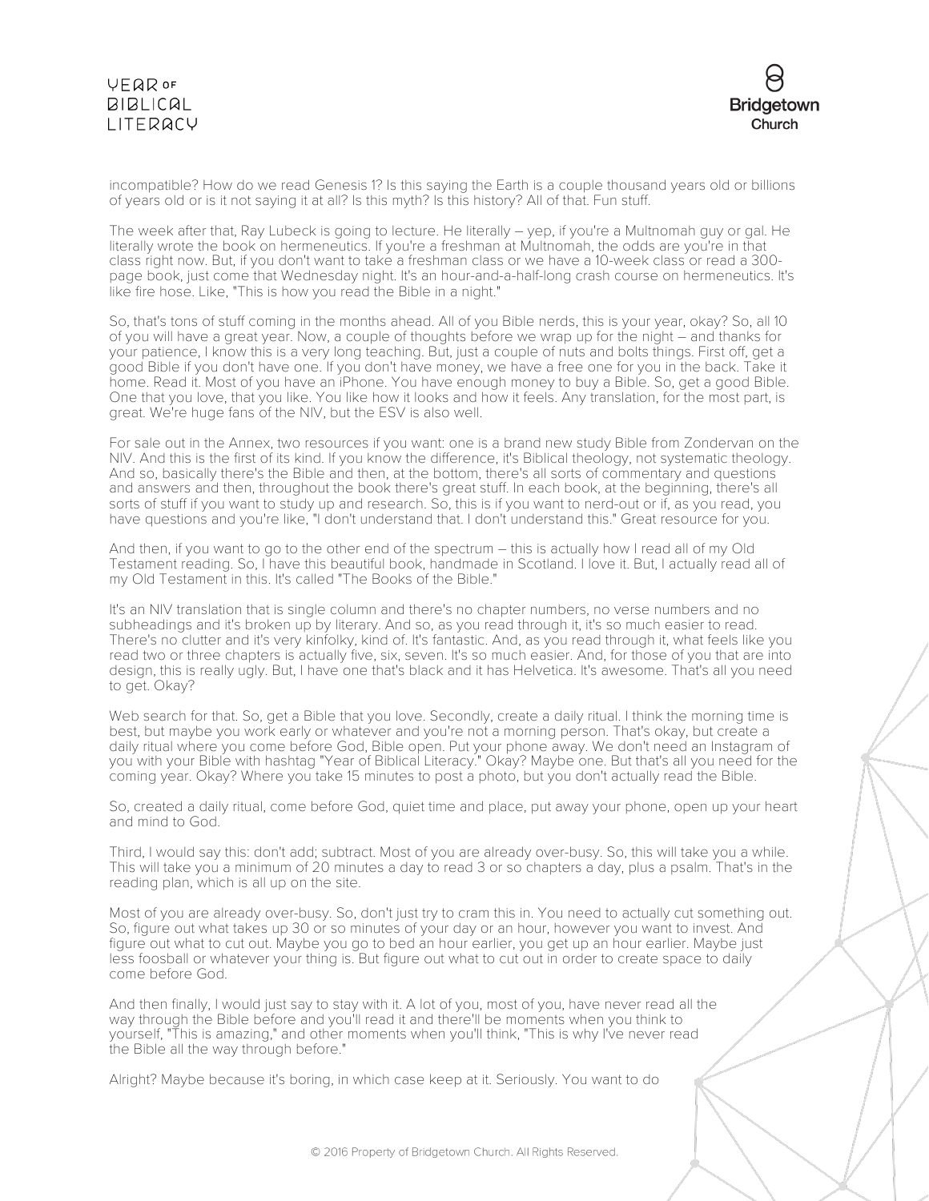incompatible? How do we read Genesis 1? Is this saying the Earth is a couple thousand years old or billions of years old or is it not saying it at all? Is this myth? Is this history? All of that. Fun stuff.

The week after that, Ray Lubeck is going to lecture. He literally – yep, if you're a Multnomah guy or gal. He literally wrote the book on hermeneutics. If you're a freshman at Multnomah, the odds are you're in that class right now. But, if you don't want to take a freshman class or we have a 10-week class or read a 300-page book, just come that Wednesday night. It's an hour-and-a-half-long crash course on hermeneutics. It's like fire hose. Like, "This is how you read the Bible in a night."

So, that's tons of stuff coming in the months ahead. All of you Bible nerds, this is your year, okay? So, all 10 of you will have a great year. Now, a couple of thoughts before we wrap up for the night – and thanks for your patience, I know this is a very long teaching. But, just a couple of nuts and bolts things. First off, get a good Bible if you don't have one. If you don't have money, we have a free one for you in the back. Take it home. Read it. Most of you have an iPhone. You have enough money to buy a Bible. So, get a good Bible. One that you love, that you like. You like how it looks and how it feels. Any translation, for the most part, is great. We're huge fans of the NIV, but the ESV is also well.

For sale out in the Annex, two resources if you want: one is a brand new study Bible from Zondervan on the NIV. And this is the first of its kind. If you know the difference, it's Biblical theology, not systematic theology. And so, basically there's the Bible and then, at the bottom, there's all sorts of commentary and questions and answers and then, throughout the book there's great stuff. In each book, at the beginning, there's all sorts of stuff if you want to study up and research. So, this is if you want to nerd-out or if, as you read, you have questions and you're like, "I don't understand that. I don't understand this." Great resource for you.

And then, if you want to go to the other end of the spectrum – this is actually how I read all of my Old Testament reading. So, I have this beautiful book, handmade in Scotland. I love it. But, I actually read all of my Old Testament in this. It's called "The Books of the Bible."

It's an NIV translation that is single column and there's no chapter numbers, no verse numbers and no subheadings and it's broken up by literary. And so, as you read through it, it's so much easier to read. There's no clutter and it's very kinfolky, kind of. It's fantastic. And, as you read through it, what feels like you read two or three chapters is actually five, six, seven. It's so much easier. And, for those of you that are into design, this is really ugly. But, I have one that's black and it has Helvetica. It's awesome. That's all you need to get. Okay?

Web search for that. So, get a Bible that you love. Secondly, create a daily ritual. I think the morning time is best, but maybe you work early or whatever and you're not a morning person. That's okay, but create a daily ritual where you come before God, Bible open. Put your phone away. We don't need an Instagram of you with your Bible with hashtag "Year of Biblical Literacy." Okay? Maybe one. But that's all you need for the coming year. Okay? Where you take 15 minutes to post a photo, but you don't actually read the Bible.

So, created a daily ritual, come before God, quiet time and place, put away your phone, open up your heart and mind to God.

Third, I would say this: don't add; subtract. Most of you are already over-busy. So, this will take you a while. This will take you a minimum of 20 minutes a day to read 3 or so chapters a day, plus a psalm. That's in the reading plan, which is all up on the site.

Most of you are already over-busy. So, don't just try to cram this in. You need to actually cut something out. So, figure out what takes up 30 or so minutes of your day or an hour, however you want to invest. And figure out what to cut out. Maybe you go to bed an hour earlier, you get up an hour earlier. Maybe just less foosball or whatever your thing is. But figure out what to cut out in order to create space to daily come before God.

And then finally, I would just say to stay with it. A lot of you, most of you, have never read all the way through the Bible before and you'll read it and there'll be moments when you think to yourself, "This is amazing," and other moments when you'll think, "This is why I've never read the Bible all the way through before."

Alright? Maybe because it's boring, in which case keep at it. Seriously. You want to do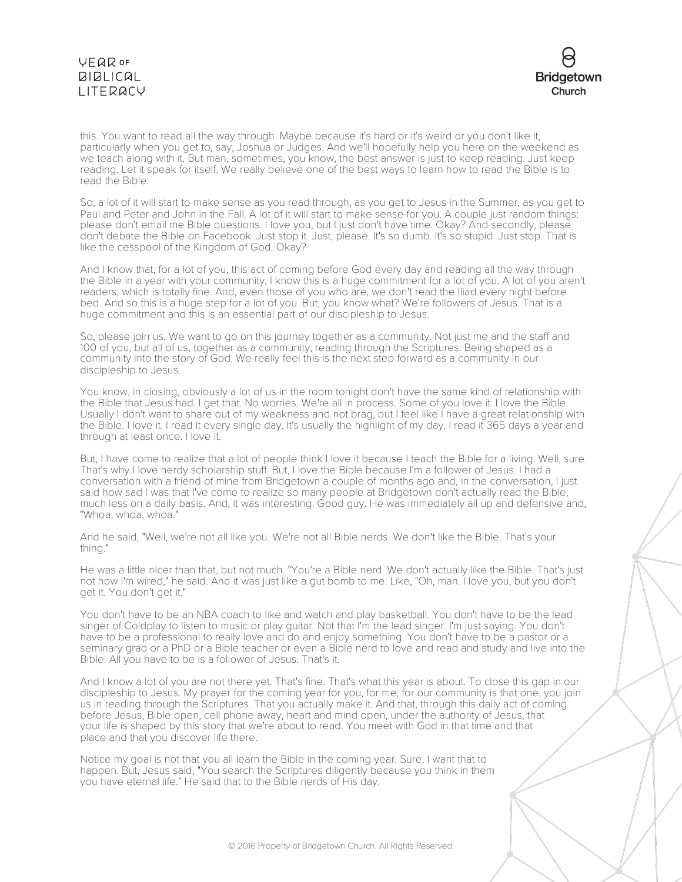this. You want to read all the way through. Maybe because it's hard or it's weird or you don't like it, particularly when you get to, say, Joshua or Judges. And we'll hopefully help you here on the weekend as we teach along with it. But man, sometimes, you know, the best answer is just to keep reading. Just keep reading. Let it speak for itself. We really believe one of the best ways to learn how to read the Bible is to read the Bible.

So, a lot of it will start to make sense as you read through, as you get to Jesus in the Summer, as you get to Paul and Peter and John in the Fall. A lot of it will start to make sense for you. A couple just random things: please don't email me Bible questions. I love you, but I just don't have time. Okay? And secondly, please don't debate the Bible on Facebook. Just stop it. Just, please. It's so dumb. It's so stupid. Just stop. That is like the cesspool of the Kingdom of God. Okay?

And I know that, for a lot of you, this act of coming before God every day and reading all the way through the Bible in a year with your community, I know this is a huge commitment for a lot of you. A lot of you aren't readers, which is totally fine. And, even those of you who are, we don't read the Iliad every night before bed. And so this is a huge step for a lot of you. But, you know what? We're followers of Jesus. That is a huge commitment and this is an essential part of our discipleship to Jesus.

So, please join us. We want to go on this journey together as a community. Not just me and the staff and 100 of you, but all of us, together as a community, reading through the Scriptures. Being shaped as a community into the story of God. We really feel this is the next step forward as a community in our discipleship to Jesus.

You know, in closing, obviously a lot of us in the room tonight don't have the same kind of relationship with the Bible that Jesus had. I get that. No worries. We're all in process. Some of you love it. I love the Bible. Usually I don't want to share out of my weakness and not brag, but I feel like I have a great relationship with the Bible. I love it. I read it every single day. It's usually the highlight of my day. I read it 365 days a year and through at least once. I love it.

But, I have come to realize that a lot of people think I love it because I teach the Bible for a living. Well, sure. That's why I love nerdy scholarship stuff. But, I love the Bible because I'm a follower of Jesus. I had a conversation with a friend of mine from Bridgetown a couple of months ago and, in the conversation, I just said how sad I was that I've come to realize so many people at Bridgetown don't actually read the Bible, much less on a daily basis. And, it was interesting. Good guy. He was immediately all up and defensive and, "Whoa, whoa, whoa."

And he said, "Well, we're not all like you. We're not all Bible nerds. We don't like the Bible. That's your thing."

He was a little nicer than that, but not much. "You're a Bible nerd. We don't actually like the Bible. That's just not how I'm wired," he said. And it was just like a gut bomb to me. Like, "Oh, man. I love you, but you don't get it. You don't get it."

You don't have to be an NBA coach to like and watch and play basketball. You don't have to be the lead singer of Coldplay to listen to music or play guitar. Not that I'm the lead singer. I'm just saying. You don't have to be a professional to really love and do and enjoy something. You don't have to be a pastor or a seminary grad or a PhD or a Bible teacher or even a Bible nerd to love and read and study and live into the Bible. All you have to be is a follower of Jesus. That's it.

And I know a lot of you are not there yet. That's fine. That's what this year is about. To close this gap in our discipleship to Jesus. My prayer for the coming year for you, for me, for our community is that one, you join us in reading through the Scriptures. That you actually make it. And that, through this daily act of coming before Jesus, Bible open, cell phone away, heart and mind open, under the authority of Jesus, that your life is shaped by this story that we're about to read. You meet with God in that time and that place and that you discover life there.

Notice my goal is not that you all learn the Bible in the coming year. Sure, I want that to happen. But, Jesus said, "You search the Scriptures diligently because you think in them you have eternal life." He said that to the Bible nerds of His day.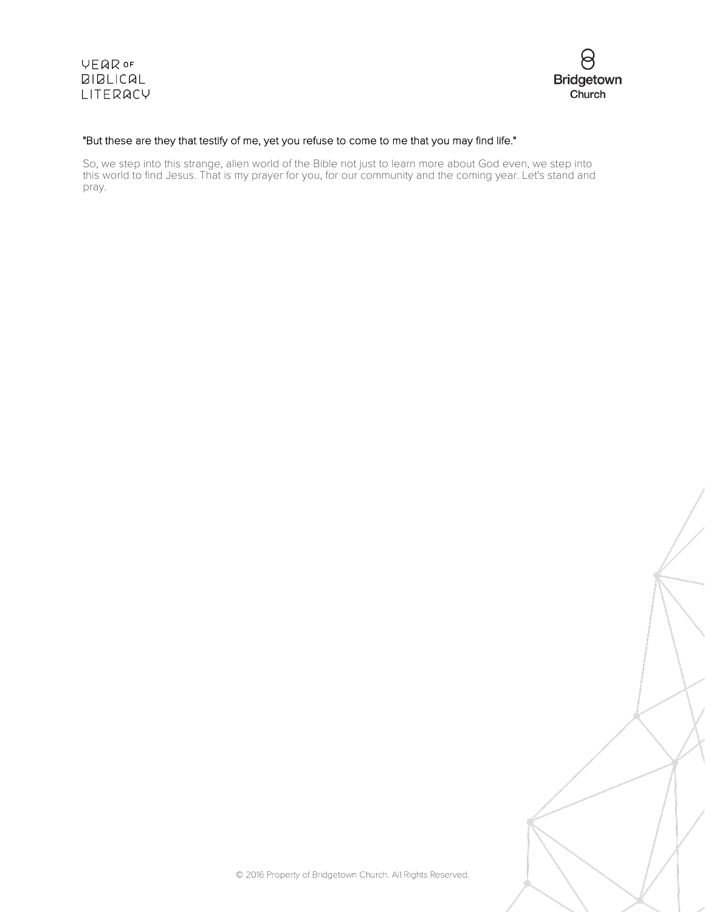"But these are they that testify of me, yet you refuse to come to me that you may find life."

So, we step into this strange, alien world of the Bible not just to learn more about God even, we step into this world to find Jesus. That is my prayer for you, for our community and the coming year. Let's stand and pray.